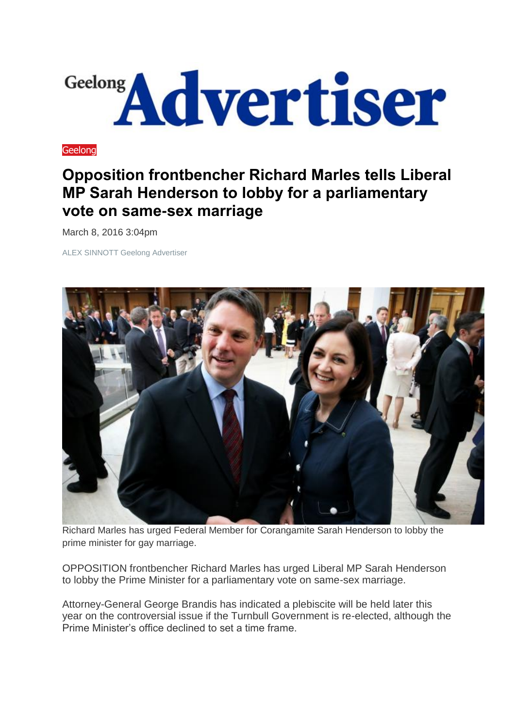Geelong Advertiser

Geelong

# Opposition frontbencher Richard Marles tells Liberal MP Sarah Henderson to lobby for a parliamentary vote on same-sex marriage

March 8, 2016 3:04pm

ALEX SINNOTT Geelong Advertiser

Richard Marles has urged Federal Member for Corangamite Sarah Henderson to lobby the prime minister for gay marriage.

OPPOSITION frontbencher Richard Marles has urged Liberal MP Sarah Henderson to lobby the Prime Minister for a parliamentary vote on same-sex marriage.

Attorney-General George Brandis has indicated a plebiscite will be held later this year on the controversial issue if the Turnbull Government is re-elected, although the Prime Minister's office declined to set a time frame.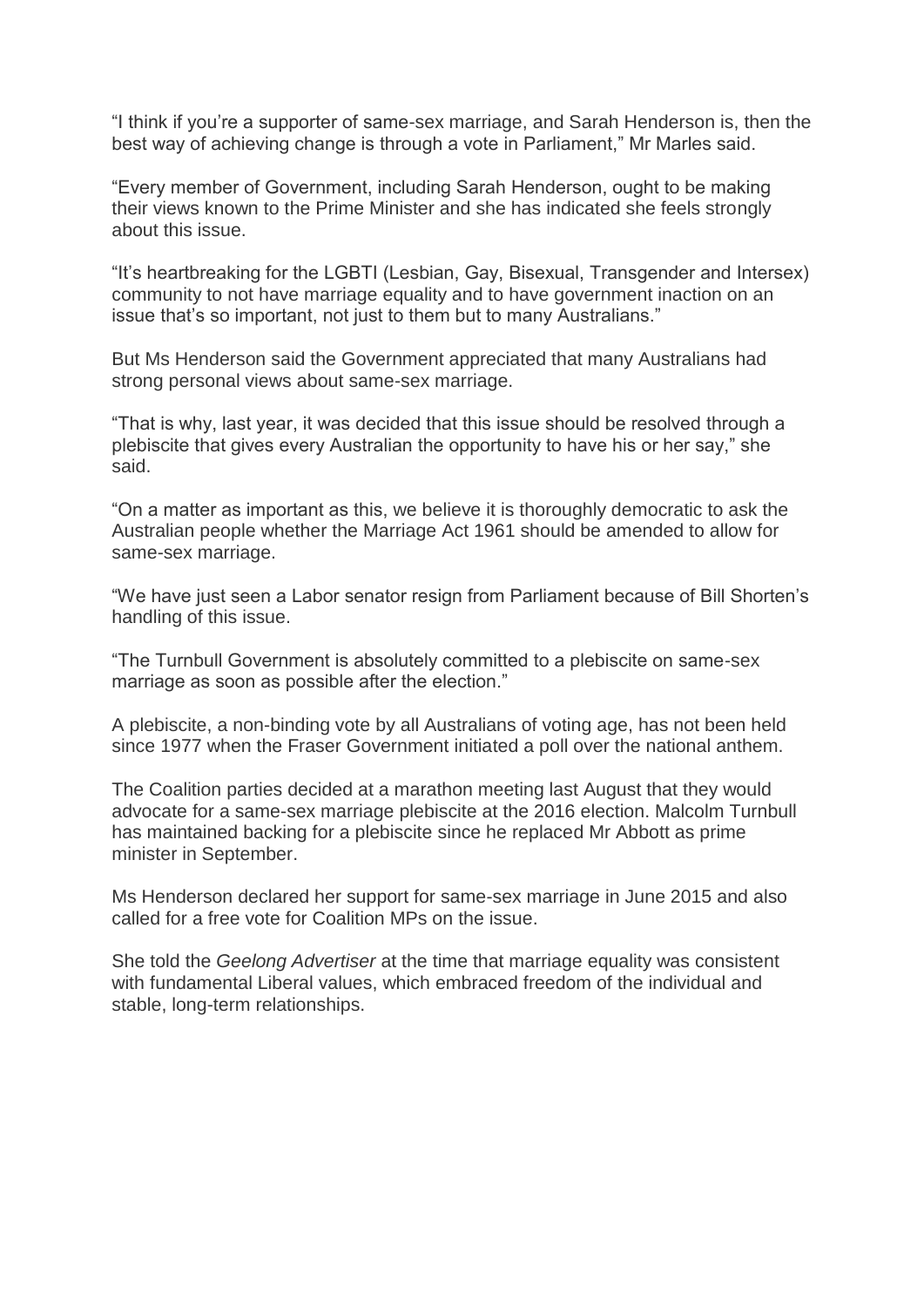"I think if you're a supporter of same-sex marriage, and Sarah Henderson is, then the best way of achieving change is through a vote in Parliament," Mr Marles said.

"Every member of Government, including Sarah Henderson, ought to be making their views known to the Prime Minister and she has indicated she feels strongly about this issue.

"It's heartbreaking for the LGBTI (Lesbian, Gay, Bisexual, Transgender and Intersex) community to not have marriage equality and to have government inaction on an issue that's so important, not just to them but to many Australians."

But Ms Henderson said the Government appreciated that many Australians had strong personal views about same-sex marriage.

"That is why, last year, it was decided that this issue should be resolved through a plebiscite that gives every Australian the opportunity to have his or her say," she said.

"On a matter as important as this, we believe it is thoroughly democratic to ask the Australian people whether the Marriage Act 1961 should be amended to allow for same-sex marriage.

"We have just seen a Labor senator resign from Parliament because of Bill Shorten's handling of this issue.

"The Turnbull Government is absolutely committed to a plebiscite on same-sex marriage as soon as possible after the election."

A plebiscite, a non-binding vote by all Australians of voting age, has not been held since 1977 when the Fraser Government initiated a poll over the national anthem.

The Coalition parties decided at a marathon meeting last August that they would advocate for a same-sex marriage plebiscite at the 2016 election. Malcolm Turnbull has maintained backing for a plebiscite since he replaced Mr Abbott as prime minister in September.

Ms Henderson declared her support for same-sex marriage in June 2015 and also called for a free vote for Coalition MPs on the issue.

She told the *Geelong Advertiser* at the time that marriage equality was consistent with fundamental Liberal values, which embraced freedom of the individual and stable, long-term relationships.